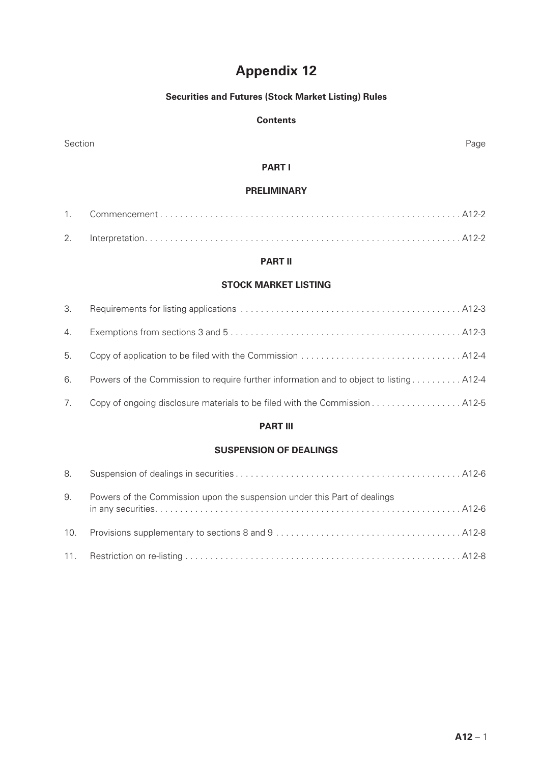# Appendix 12

## Securities and Futures (Stock Market Listing) Rules

### Contents

| Section | | Page |
|---|---|---|
| | **PART I** | |
| | **PRELIMINARY** | |
| 1. | Commencement | A12-2 |
| 2. | Interpretation | A12-2 |
| | **PART II** | |
| | **STOCK MARKET LISTING** | |
| 3. | Requirements for listing applications | A12-3 |
| 4. | Exemptions from sections 3 and 5 | A12-3 |
| 5. | Copy of application to be filed with the Commission | A12-4 |
| 6. | Powers of the Commission to require further information and to object to listing | A12-4 |
| 7. | Copy of ongoing disclosure materials to be filed with the Commission | A12-5 |
| | **PART III** | |
| | **SUSPENSION OF DEALINGS** | |
| 8. | Suspension of dealings in securities | A12-6 |
| 9. | Powers of the Commission upon the suspension under this Part of dealings in any securities | A12-6 |
| 10. | Provisions supplementary to sections 8 and 9 | A12-8 |
| 11. | Restriction on re-listing | A12-8 |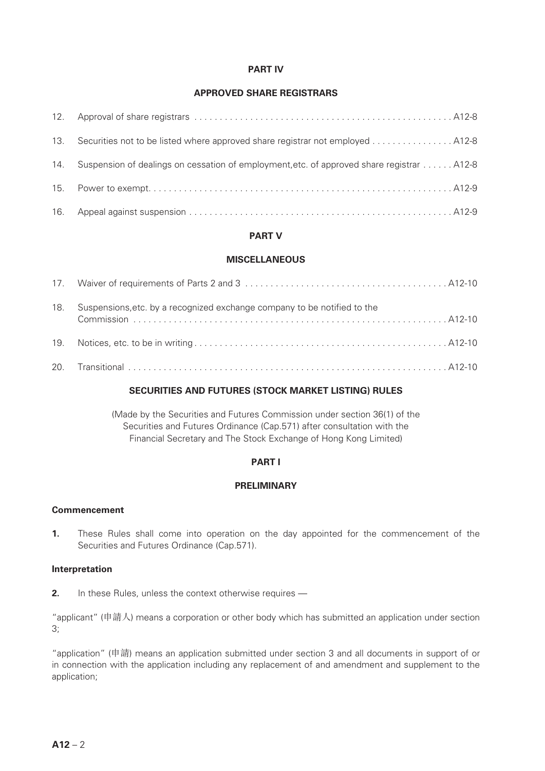## PART IV

## APPROVED SHARE REGISTRARS

| | | |
|---|---|---|
| 12. | Approval of share registrars | A12-8 |
| 13. | Securities not to be listed where approved share registrar not employed | A12-8 |
| 14. | Suspension of dealings on cessation of employment,etc. of approved share registrar | A12-8 |
| 15. | Power to exempt. | A12-9 |
| 16. | Appeal against suspension | A12-9 |

## PART V

## MISCELLANEOUS

| | | |
|---|---|---|
| 17. | Waiver of requirements of Parts 2 and 3 | A12-10 |
| 18. | Suspensions,etc. by a recognized exchange company to be notified to the Commission | A12-10 |
| 19. | Notices, etc. to be in writing | A12-10 |
| 20. | Transitional | A12-10 |

## SECURITIES AND FUTURES (STOCK MARKET LISTING) RULES

(Made by the Securities and Futures Commission under section 36(1) of the Securities and Futures Ordinance (Cap.571) after consultation with the Financial Secretary and The Stock Exchange of Hong Kong Limited)

## PART I

## PRELIMINARY

### Commencement

**1.** These Rules shall come into operation on the day appointed for the commencement of the Securities and Futures Ordinance (Cap.571).

### Interpretation

**2.** In these Rules, unless the context otherwise requires —

"applicant" (申請人) means a corporation or other body which has submitted an application under section 3;

"application" (申請) means an application submitted under section 3 and all documents in support of or in connection with the application including any replacement of and amendment and supplement to the application;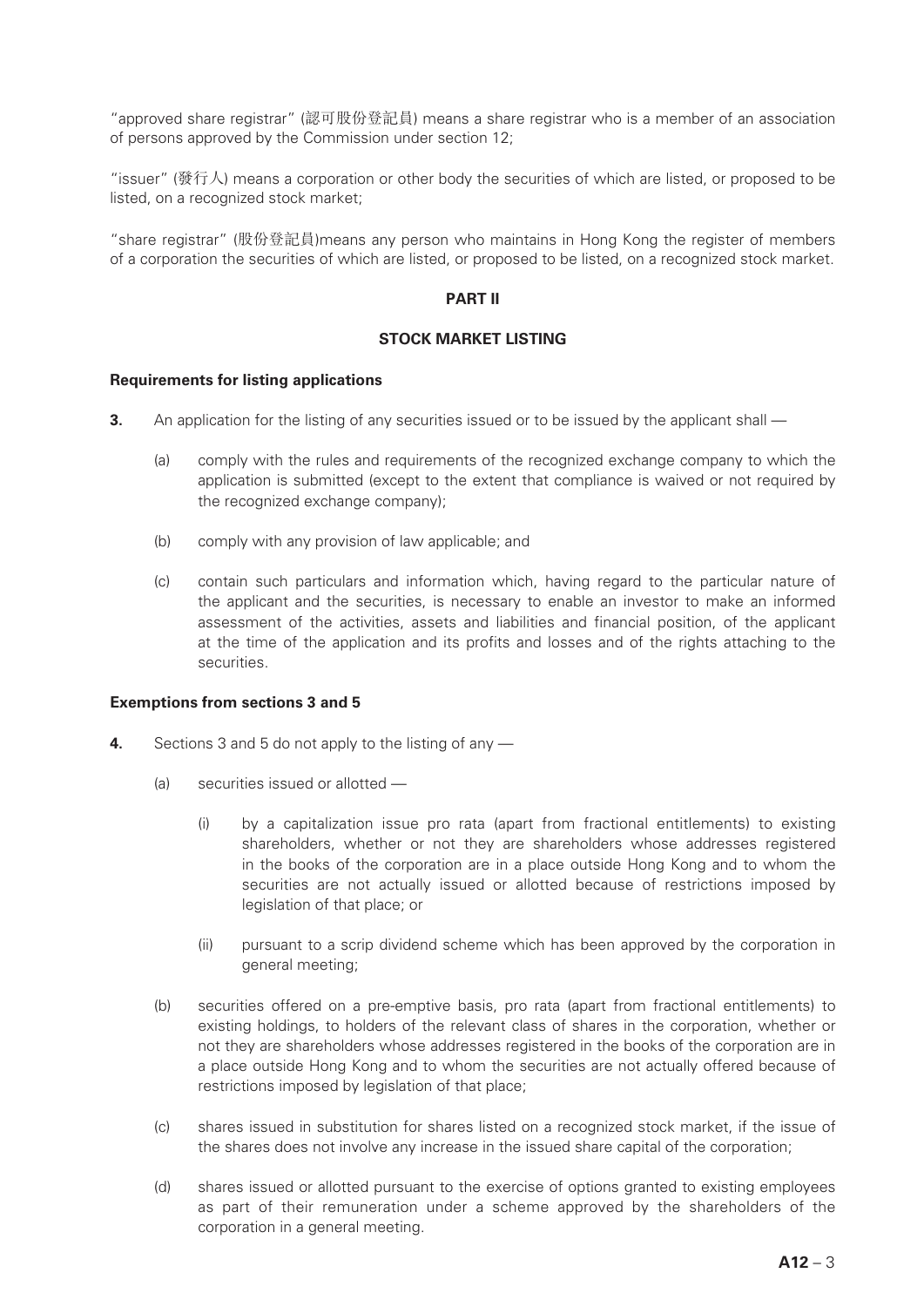"approved share registrar" (認可股份登記員) means a share registrar who is a member of an association of persons approved by the Commission under section 12;

"issuer" (發行人) means a corporation or other body the securities of which are listed, or proposed to be listed, on a recognized stock market;

"share registrar" (股份登記員)means any person who maintains in Hong Kong the register of members of a corporation the securities of which are listed, or proposed to be listed, on a recognized stock market.

## PART II

## STOCK MARKET LISTING

### Requirements for listing applications

**3.** An application for the listing of any securities issued or to be issued by the applicant shall —

(a) comply with the rules and requirements of the recognized exchange company to which the application is submitted (except to the extent that compliance is waived or not required by the recognized exchange company);

(b) comply with any provision of law applicable; and

(c) contain such particulars and information which, having regard to the particular nature of the applicant and the securities, is necessary to enable an investor to make an informed assessment of the activities, assets and liabilities and financial position, of the applicant at the time of the application and its profits and losses and of the rights attaching to the securities.

### Exemptions from sections 3 and 5

**4.** Sections 3 and 5 do not apply to the listing of any —

(a) securities issued or allotted —

(i) by a capitalization issue pro rata (apart from fractional entitlements) to existing shareholders, whether or not they are shareholders whose addresses registered in the books of the corporation are in a place outside Hong Kong and to whom the securities are not actually issued or allotted because of restrictions imposed by legislation of that place; or

(ii) pursuant to a scrip dividend scheme which has been approved by the corporation in general meeting;

(b) securities offered on a pre-emptive basis, pro rata (apart from fractional entitlements) to existing holdings, to holders of the relevant class of shares in the corporation, whether or not they are shareholders whose addresses registered in the books of the corporation are in a place outside Hong Kong and to whom the securities are not actually offered because of restrictions imposed by legislation of that place;

(c) shares issued in substitution for shares listed on a recognized stock market, if the issue of the shares does not involve any increase in the issued share capital of the corporation;

(d) shares issued or allotted pursuant to the exercise of options granted to existing employees as part of their remuneration under a scheme approved by the shareholders of the corporation in a general meeting.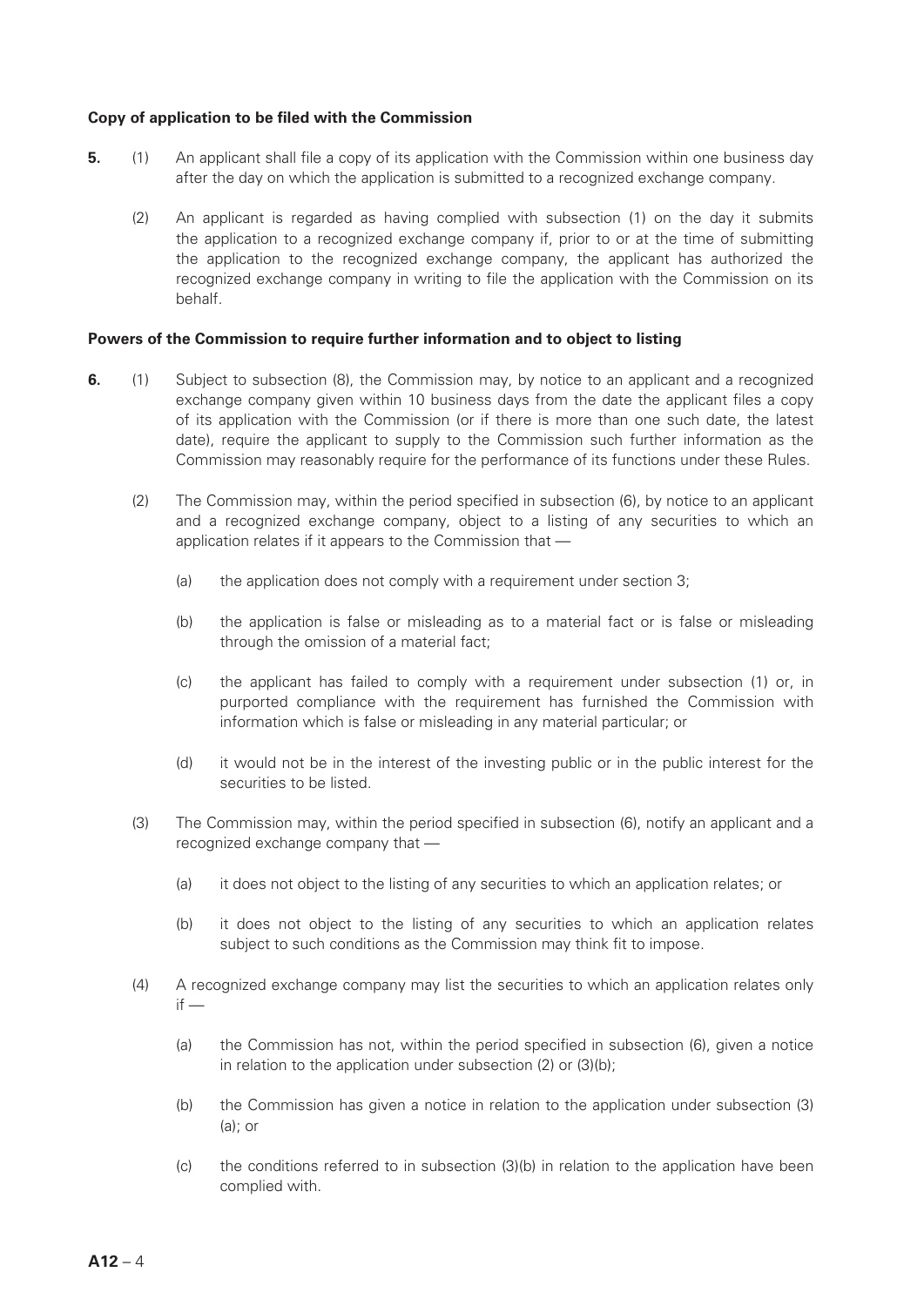**Copy of application to be filed with the Commission**

**5.** (1) An applicant shall file a copy of its application with the Commission within one business day after the day on which the application is submitted to a recognized exchange company.

(2) An applicant is regarded as having complied with subsection (1) on the day it submits the application to a recognized exchange company if, prior to or at the time of submitting the application to the recognized exchange company, the applicant has authorized the recognized exchange company in writing to file the application with the Commission on its behalf.

**Powers of the Commission to require further information and to object to listing**

**6.** (1) Subject to subsection (8), the Commission may, by notice to an applicant and a recognized exchange company given within 10 business days from the date the applicant files a copy of its application with the Commission (or if there is more than one such date, the latest date), require the applicant to supply to the Commission such further information as the Commission may reasonably require for the performance of its functions under these Rules.

(2) The Commission may, within the period specified in subsection (6), by notice to an applicant and a recognized exchange company, object to a listing of any securities to which an application relates if it appears to the Commission that —

(a) the application does not comply with a requirement under section 3;

(b) the application is false or misleading as to a material fact or is false or misleading through the omission of a material fact;

(c) the applicant has failed to comply with a requirement under subsection (1) or, in purported compliance with the requirement has furnished the Commission with information which is false or misleading in any material particular; or

(d) it would not be in the interest of the investing public or in the public interest for the securities to be listed.

(3) The Commission may, within the period specified in subsection (6), notify an applicant and a recognized exchange company that —

(a) it does not object to the listing of any securities to which an application relates; or

(b) it does not object to the listing of any securities to which an application relates subject to such conditions as the Commission may think fit to impose.

(4) A recognized exchange company may list the securities to which an application relates only if —

(a) the Commission has not, within the period specified in subsection (6), given a notice in relation to the application under subsection (2) or (3)(b);

(b) the Commission has given a notice in relation to the application under subsection (3)(a); or

(c) the conditions referred to in subsection (3)(b) in relation to the application have been complied with.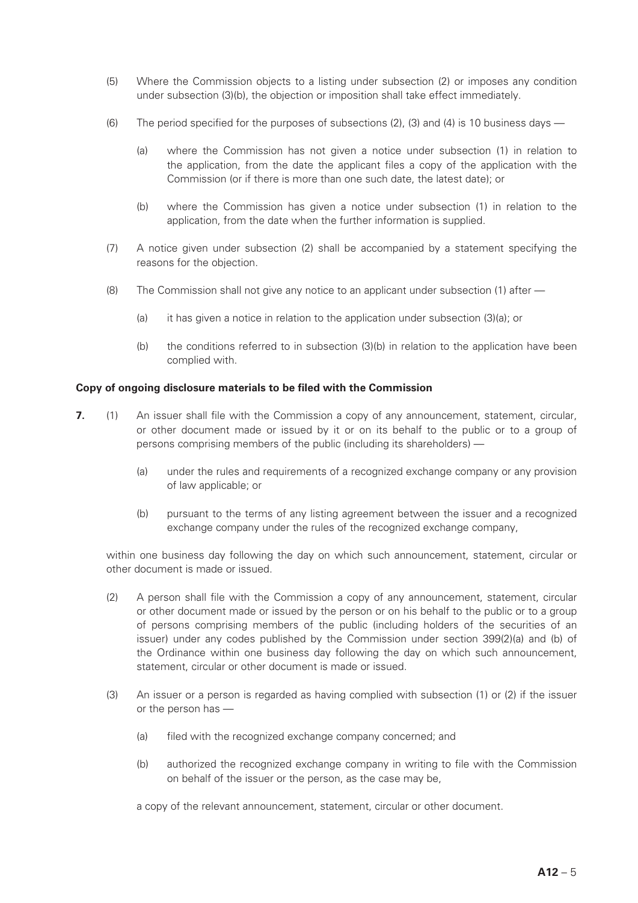(5) Where the Commission objects to a listing under subsection (2) or imposes any condition under subsection (3)(b), the objection or imposition shall take effect immediately.

(6) The period specified for the purposes of subsections (2), (3) and (4) is 10 business days —

(a) where the Commission has not given a notice under subsection (1) in relation to the application, from the date the applicant files a copy of the application with the Commission (or if there is more than one such date, the latest date); or

(b) where the Commission has given a notice under subsection (1) in relation to the application, from the date when the further information is supplied.

(7) A notice given under subsection (2) shall be accompanied by a statement specifying the reasons for the objection.

(8) The Commission shall not give any notice to an applicant under subsection (1) after —

(a) it has given a notice in relation to the application under subsection (3)(a); or

(b) the conditions referred to in subsection (3)(b) in relation to the application have been complied with.

**Copy of ongoing disclosure materials to be filed with the Commission**

**7.** (1) An issuer shall file with the Commission a copy of any announcement, statement, circular, or other document made or issued by it or on its behalf to the public or to a group of persons comprising members of the public (including its shareholders) —

(a) under the rules and requirements of a recognized exchange company or any provision of law applicable; or

(b) pursuant to the terms of any listing agreement between the issuer and a recognized exchange company under the rules of the recognized exchange company,

within one business day following the day on which such announcement, statement, circular or other document is made or issued.

(2) A person shall file with the Commission a copy of any announcement, statement, circular or other document made or issued by the person or on his behalf to the public or to a group of persons comprising members of the public (including holders of the securities of an issuer) under any codes published by the Commission under section 399(2)(a) and (b) of the Ordinance within one business day following the day on which such announcement, statement, circular or other document is made or issued.

(3) An issuer or a person is regarded as having complied with subsection (1) or (2) if the issuer or the person has —

(a) filed with the recognized exchange company concerned; and

(b) authorized the recognized exchange company in writing to file with the Commission on behalf of the issuer or the person, as the case may be,

a copy of the relevant announcement, statement, circular or other document.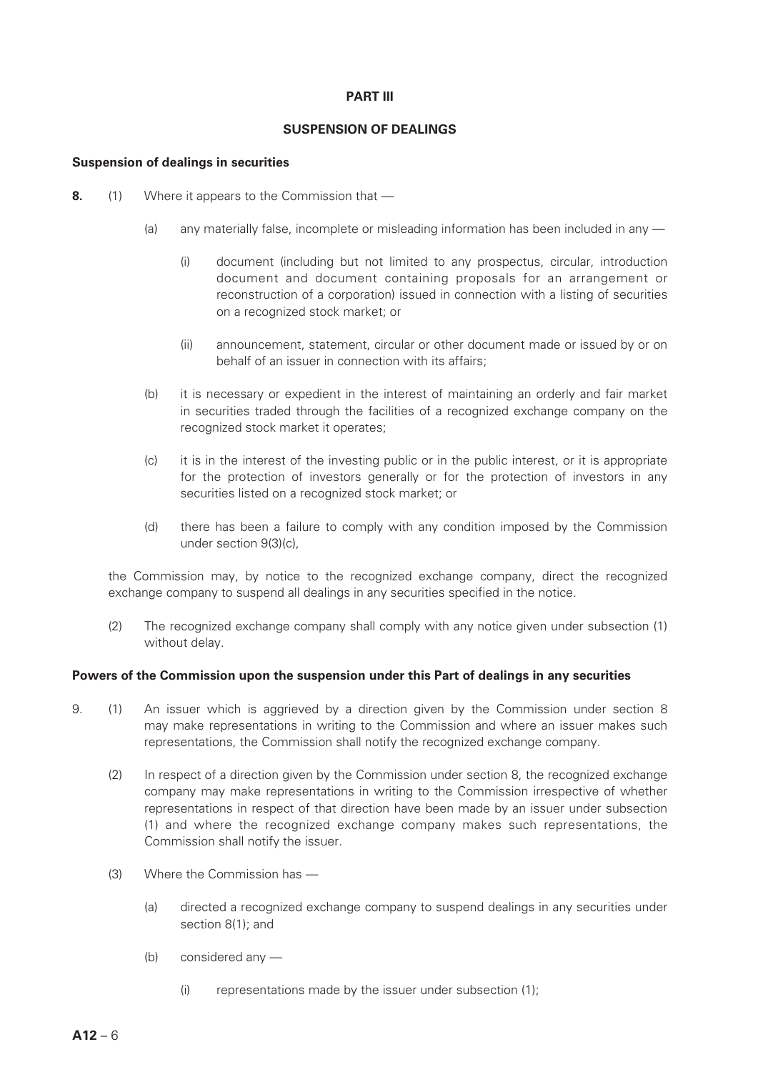## PART III

## SUSPENSION OF DEALINGS

**Suspension of dealings in securities**

**8.** (1) Where it appears to the Commission that —

(a) any materially false, incomplete or misleading information has been included in any —

(i) document (including but not limited to any prospectus, circular, introduction document and document containing proposals for an arrangement or reconstruction of a corporation) issued in connection with a listing of securities on a recognized stock market; or

(ii) announcement, statement, circular or other document made or issued by or on behalf of an issuer in connection with its affairs;

(b) it is necessary or expedient in the interest of maintaining an orderly and fair market in securities traded through the facilities of a recognized exchange company on the recognized stock market it operates;

(c) it is in the interest of the investing public or in the public interest, or it is appropriate for the protection of investors generally or for the protection of investors in any securities listed on a recognized stock market; or

(d) there has been a failure to comply with any condition imposed by the Commission under section 9(3)(c),

the Commission may, by notice to the recognized exchange company, direct the recognized exchange company to suspend all dealings in any securities specified in the notice.

(2) The recognized exchange company shall comply with any notice given under subsection (1) without delay.

**Powers of the Commission upon the suspension under this Part of dealings in any securities**

9. (1) An issuer which is aggrieved by a direction given by the Commission under section 8 may make representations in writing to the Commission and where an issuer makes such representations, the Commission shall notify the recognized exchange company.

(2) In respect of a direction given by the Commission under section 8, the recognized exchange company may make representations in writing to the Commission irrespective of whether representations in respect of that direction have been made by an issuer under subsection (1) and where the recognized exchange company makes such representations, the Commission shall notify the issuer.

(3) Where the Commission has —

(a) directed a recognized exchange company to suspend dealings in any securities under section 8(1); and

(b) considered any —

(i) representations made by the issuer under subsection (1);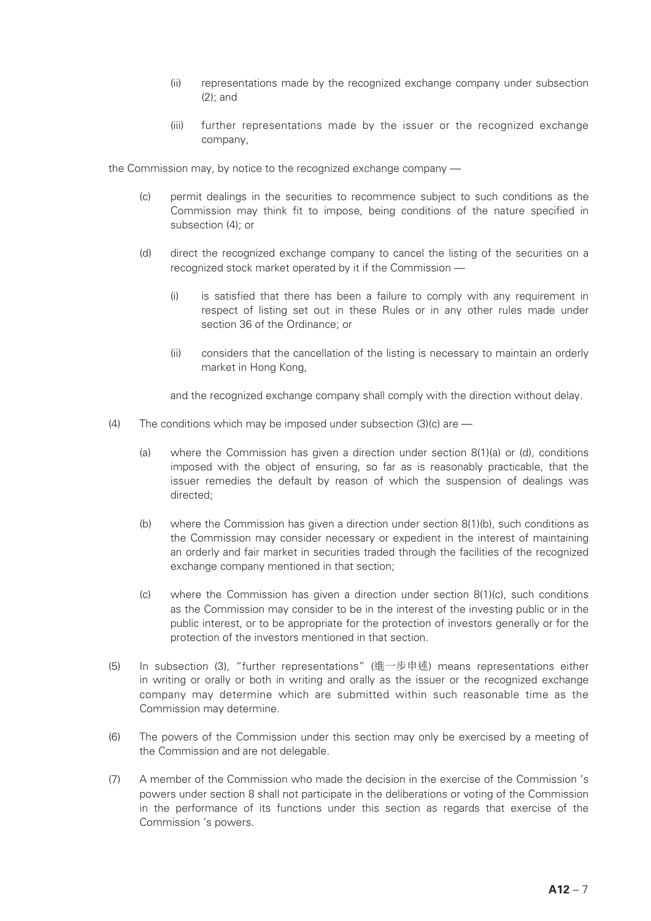(ii) representations made by the recognized exchange company under subsection (2); and

(iii) further representations made by the issuer or the recognized exchange company,

the Commission may, by notice to the recognized exchange company —

(c) permit dealings in the securities to recommence subject to such conditions as the Commission may think fit to impose, being conditions of the nature specified in subsection (4); or

(d) direct the recognized exchange company to cancel the listing of the securities on a recognized stock market operated by it if the Commission —

(i) is satisfied that there has been a failure to comply with any requirement in respect of listing set out in these Rules or in any other rules made under section 36 of the Ordinance; or

(ii) considers that the cancellation of the listing is necessary to maintain an orderly market in Hong Kong,

and the recognized exchange company shall comply with the direction without delay.

(4) The conditions which may be imposed under subsection (3)(c) are —

(a) where the Commission has given a direction under section 8(1)(a) or (d), conditions imposed with the object of ensuring, so far as is reasonably practicable, that the issuer remedies the default by reason of which the suspension of dealings was directed;

(b) where the Commission has given a direction under section 8(1)(b), such conditions as the Commission may consider necessary or expedient in the interest of maintaining an orderly and fair market in securities traded through the facilities of the recognized exchange company mentioned in that section;

(c) where the Commission has given a direction under section 8(1)(c), such conditions as the Commission may consider to be in the interest of the investing public or in the public interest, or to be appropriate for the protection of investors generally or for the protection of the investors mentioned in that section.

(5) In subsection (3), "further representations" (進一步申述) means representations either in writing or orally or both in writing and orally as the issuer or the recognized exchange company may determine which are submitted within such reasonable time as the Commission may determine.

(6) The powers of the Commission under this section may only be exercised by a meeting of the Commission and are not delegable.

(7) A member of the Commission who made the decision in the exercise of the Commission's powers under section 8 shall not participate in the deliberations or voting of the Commission in the performance of its functions under this section as regards that exercise of the Commission's powers.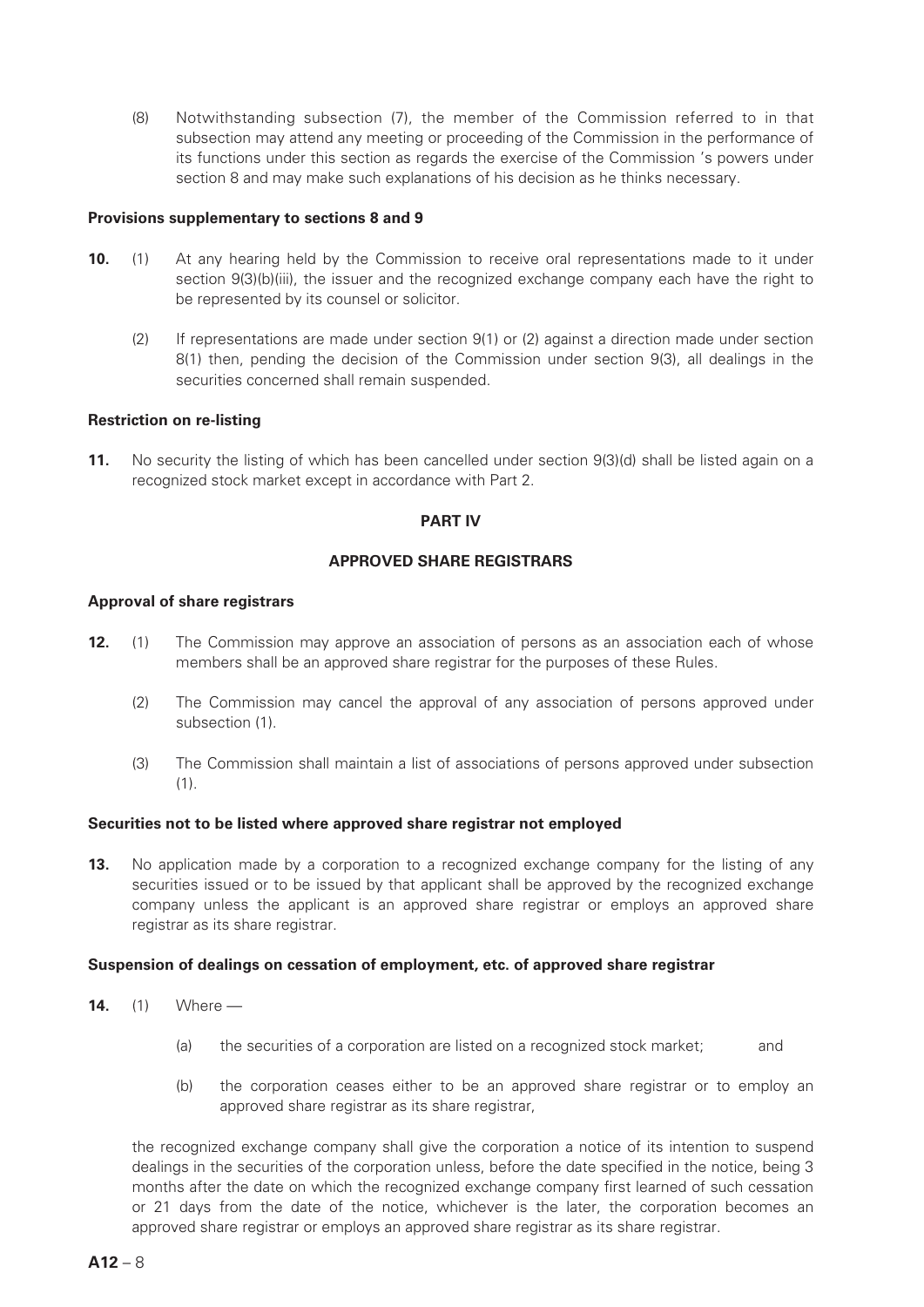(8) Notwithstanding subsection (7), the member of the Commission referred to in that subsection may attend any meeting or proceeding of the Commission in the performance of its functions under this section as regards the exercise of the Commission 's powers under section 8 and may make such explanations of his decision as he thinks necessary.

**Provisions supplementary to sections 8 and 9**

**10.** (1) At any hearing held by the Commission to receive oral representations made to it under section 9(3)(b)(iii), the issuer and the recognized exchange company each have the right to be represented by its counsel or solicitor.

(2) If representations are made under section 9(1) or (2) against a direction made under section 8(1) then, pending the decision of the Commission under section 9(3), all dealings in the securities concerned shall remain suspended.

**Restriction on re-listing**

**11.** No security the listing of which has been cancelled under section 9(3)(d) shall be listed again on a recognized stock market except in accordance with Part 2.

**PART IV**

**APPROVED SHARE REGISTRARS**

**Approval of share registrars**

**12.** (1) The Commission may approve an association of persons as an association each of whose members shall be an approved share registrar for the purposes of these Rules.

(2) The Commission may cancel the approval of any association of persons approved under subsection (1).

(3) The Commission shall maintain a list of associations of persons approved under subsection (1).

**Securities not to be listed where approved share registrar not employed**

**13.** No application made by a corporation to a recognized exchange company for the listing of any securities issued or to be issued by that applicant shall be approved by the recognized exchange company unless the applicant is an approved share registrar or employs an approved share registrar as its share registrar.

**Suspension of dealings on cessation of employment, etc. of approved share registrar**

**14.** (1) Where —

(a) the securities of a corporation are listed on a recognized stock market; and

(b) the corporation ceases either to be an approved share registrar or to employ an approved share registrar as its share registrar,

the recognized exchange company shall give the corporation a notice of its intention to suspend dealings in the securities of the corporation unless, before the date specified in the notice, being 3 months after the date on which the recognized exchange company first learned of such cessation or 21 days from the date of the notice, whichever is the later, the corporation becomes an approved share registrar or employs an approved share registrar as its share registrar.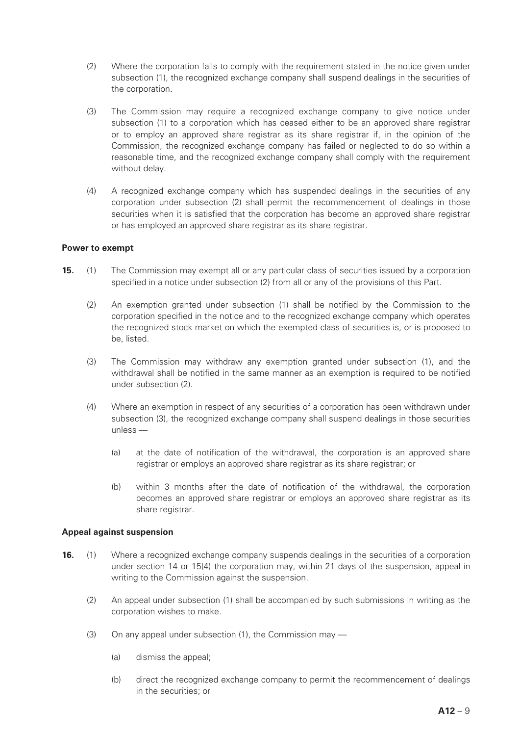(2) Where the corporation fails to comply with the requirement stated in the notice given under subsection (1), the recognized exchange company shall suspend dealings in the securities of the corporation.

(3) The Commission may require a recognized exchange company to give notice under subsection (1) to a corporation which has ceased either to be an approved share registrar or to employ an approved share registrar as its share registrar if, in the opinion of the Commission, the recognized exchange company has failed or neglected to do so within a reasonable time, and the recognized exchange company shall comply with the requirement without delay.

(4) A recognized exchange company which has suspended dealings in the securities of any corporation under subsection (2) shall permit the recommencement of dealings in those securities when it is satisfied that the corporation has become an approved share registrar or has employed an approved share registrar as its share registrar.

**Power to exempt**

**15.** (1) The Commission may exempt all or any particular class of securities issued by a corporation specified in a notice under subsection (2) from all or any of the provisions of this Part.

(2) An exemption granted under subsection (1) shall be notified by the Commission to the corporation specified in the notice and to the recognized exchange company which operates the recognized stock market on which the exempted class of securities is, or is proposed to be, listed.

(3) The Commission may withdraw any exemption granted under subsection (1), and the withdrawal shall be notified in the same manner as an exemption is required to be notified under subsection (2).

(4) Where an exemption in respect of any securities of a corporation has been withdrawn under subsection (3), the recognized exchange company shall suspend dealings in those securities unless —

(a) at the date of notification of the withdrawal, the corporation is an approved share registrar or employs an approved share registrar as its share registrar; or

(b) within 3 months after the date of notification of the withdrawal, the corporation becomes an approved share registrar or employs an approved share registrar as its share registrar.

**Appeal against suspension**

**16.** (1) Where a recognized exchange company suspends dealings in the securities of a corporation under section 14 or 15(4) the corporation may, within 21 days of the suspension, appeal in writing to the Commission against the suspension.

(2) An appeal under subsection (1) shall be accompanied by such submissions in writing as the corporation wishes to make.

(3) On any appeal under subsection (1), the Commission may —

(a) dismiss the appeal;

(b) direct the recognized exchange company to permit the recommencement of dealings in the securities; or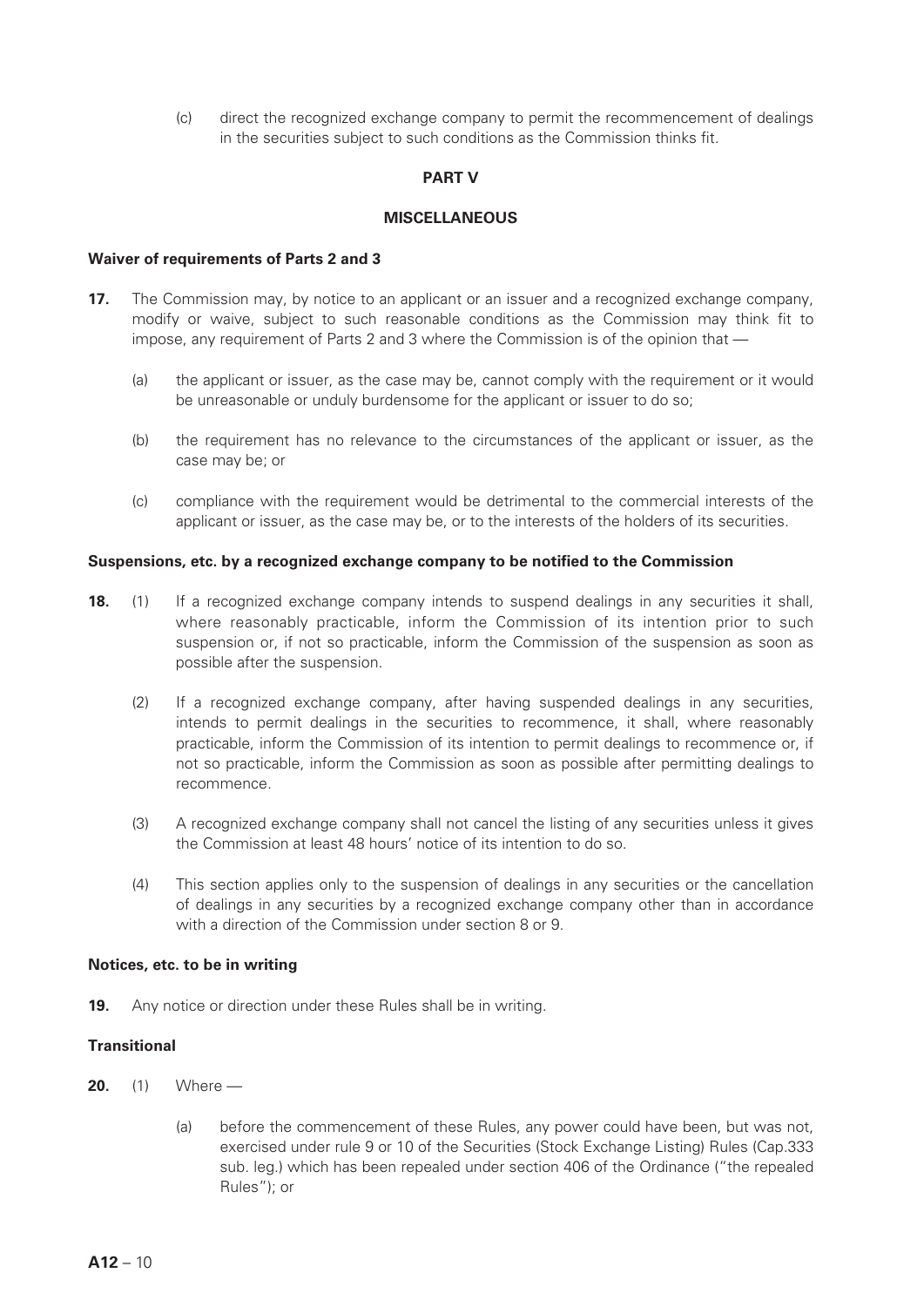(c) direct the recognized exchange company to permit the recommencement of dealings in the securities subject to such conditions as the Commission thinks fit.

## PART V

## MISCELLANEOUS

**Waiver of requirements of Parts 2 and 3**

**17.** The Commission may, by notice to an applicant or an issuer and a recognized exchange company, modify or waive, subject to such reasonable conditions as the Commission may think fit to impose, any requirement of Parts 2 and 3 where the Commission is of the opinion that —

(a) the applicant or issuer, as the case may be, cannot comply with the requirement or it would be unreasonable or unduly burdensome for the applicant or issuer to do so;

(b) the requirement has no relevance to the circumstances of the applicant or issuer, as the case may be; or

(c) compliance with the requirement would be detrimental to the commercial interests of the applicant or issuer, as the case may be, or to the interests of the holders of its securities.

**Suspensions, etc. by a recognized exchange company to be notified to the Commission**

**18.** (1) If a recognized exchange company intends to suspend dealings in any securities it shall, where reasonably practicable, inform the Commission of its intention prior to such suspension or, if not so practicable, inform the Commission of the suspension as soon as possible after the suspension.

(2) If a recognized exchange company, after having suspended dealings in any securities, intends to permit dealings in the securities to recommence, it shall, where reasonably practicable, inform the Commission of its intention to permit dealings to recommence or, if not so practicable, inform the Commission as soon as possible after permitting dealings to recommence.

(3) A recognized exchange company shall not cancel the listing of any securities unless it gives the Commission at least 48 hours' notice of its intention to do so.

(4) This section applies only to the suspension of dealings in any securities or the cancellation of dealings in any securities by a recognized exchange company other than in accordance with a direction of the Commission under section 8 or 9.

**Notices, etc. to be in writing**

**19.** Any notice or direction under these Rules shall be in writing.

**Transitional**

**20.** (1) Where —

(a) before the commencement of these Rules, any power could have been, but was not, exercised under rule 9 or 10 of the Securities (Stock Exchange Listing) Rules (Cap.333 sub. leg.) which has been repealed under section 406 of the Ordinance ("the repealed Rules"); or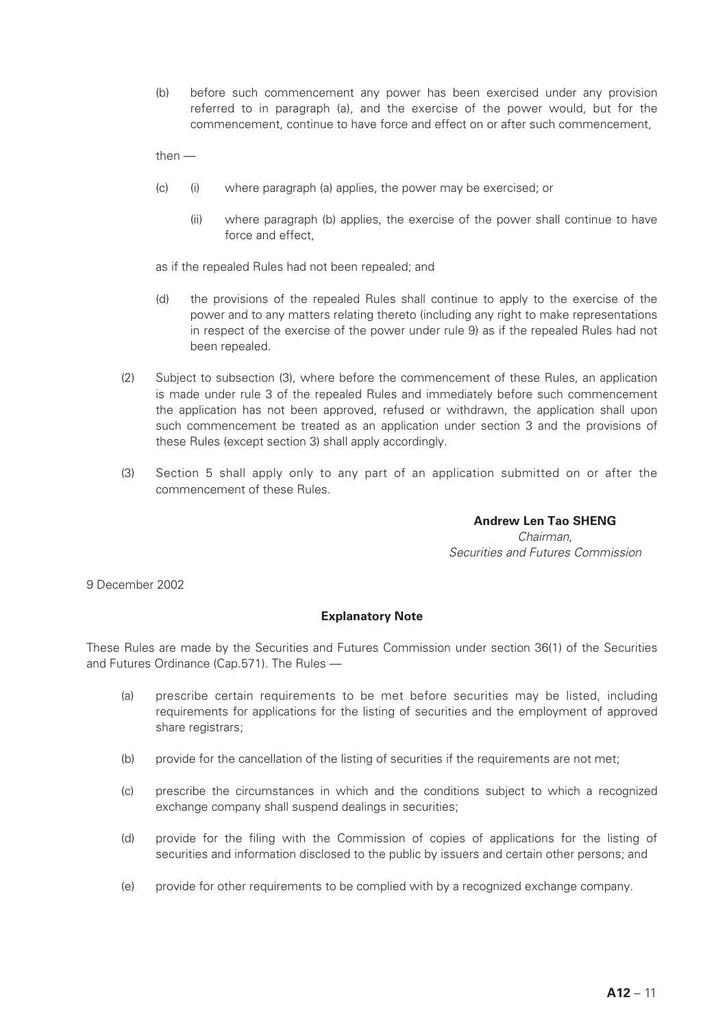(b) before such commencement any power has been exercised under any provision referred to in paragraph (a), and the exercise of the power would, but for the commencement, continue to have force and effect on or after such commencement,

then —

(c) (i) where paragraph (a) applies, the power may be exercised; or

(ii) where paragraph (b) applies, the exercise of the power shall continue to have force and effect,

as if the repealed Rules had not been repealed; and

(d) the provisions of the repealed Rules shall continue to apply to the exercise of the power and to any matters relating thereto (including any right to make representations in respect of the exercise of the power under rule 9) as if the repealed Rules had not been repealed.

(2) Subject to subsection (3), where before the commencement of these Rules, an application is made under rule 3 of the repealed Rules and immediately before such commencement the application has not been approved, refused or withdrawn, the application shall upon such commencement be treated as an application under section 3 and the provisions of these Rules (except section 3) shall apply accordingly.

(3) Section 5 shall apply only to any part of an application submitted on or after the commencement of these Rules.

**Andrew Len Tao SHENG**
*Chairman,*
*Securities and Futures Commission*

9 December 2002

**Explanatory Note**

These Rules are made by the Securities and Futures Commission under section 36(1) of the Securities and Futures Ordinance (Cap.571). The Rules —

(a) prescribe certain requirements to be met before securities may be listed, including requirements for applications for the listing of securities and the employment of approved share registrars;

(b) provide for the cancellation of the listing of securities if the requirements are not met;

(c) prescribe the circumstances in which and the conditions subject to which a recognized exchange company shall suspend dealings in securities;

(d) provide for the filing with the Commission of copies of applications for the listing of securities and information disclosed to the public by issuers and certain other persons; and

(e) provide for other requirements to be complied with by a recognized exchange company.